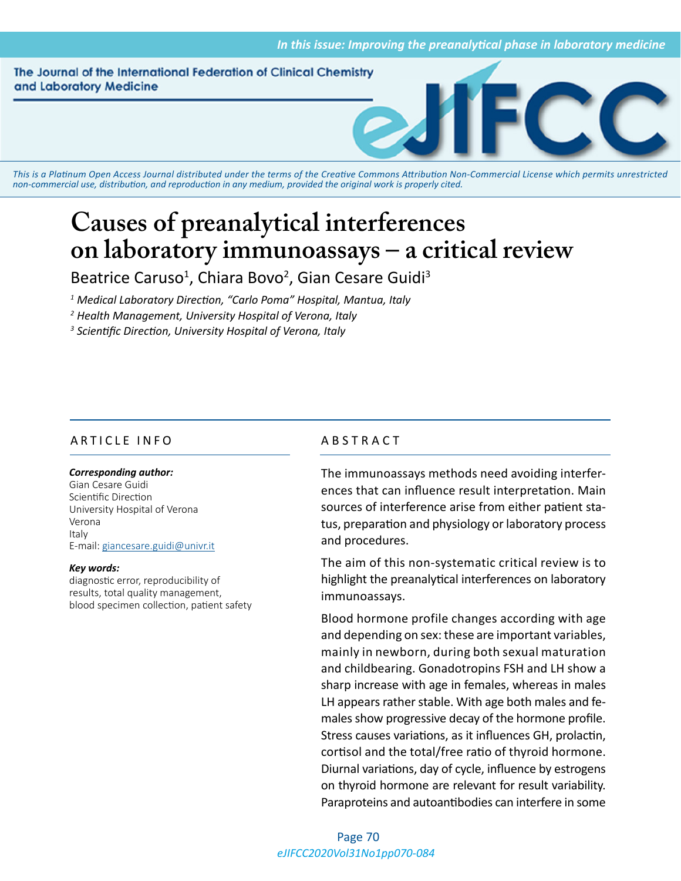In this issue: Improving the preanalytical phase in laboratory medicine

The Journal of the International Federation of Clinical Chemistry and Laboratory Medicine

This is a Platinum Open Access Journal distributed under the terms of the Creative Commons Attribution Non-Commercial License which permits unrestricted non-commercial use, distribution, and reproduction in any medium, provided the original work is properly cited.

# Causes of preanalytical interferences on laboratory immunoassays – a critical review

Beatrice Caruso[1], Chiara Bovo[2], Gian Cesare Guidi[3]

[1] *Medical Laboratory Direction, "Carlo Poma" Hospital, Mantua, Italy*
[2] *Health Management, University Hospital of Verona, Italy*
[3] *Scientific Direction, University Hospital of Verona, Italy*

## ARTICLE INFO

***Corresponding author:***
Gian Cesare Guidi
Scientific Direction
University Hospital of Verona
Verona
Italy
E-mail: giancesare.guidi@univr.it

***Key words:***
diagnostic error, reproducibility of results, total quality management, blood specimen collection, patient safety

## ABSTRACT

The immunoassays methods need avoiding interferences that can influence result interpretation. Main sources of interference arise from either patient status, preparation and physiology or laboratory process and procedures.

The aim of this non-systematic critical review is to highlight the preanalytical interferences on laboratory immunoassays.

Blood hormone profile changes according with age and depending on sex: these are important variables, mainly in newborn, during both sexual maturation and childbearing. Gonadotropins FSH and LH show a sharp increase with age in females, whereas in males LH appears rather stable. With age both males and females show progressive decay of the hormone profile. Stress causes variations, as it influences GH, prolactin, cortisol and the total/free ratio of thyroid hormone. Diurnal variations, day of cycle, influence by estrogens on thyroid hormone are relevant for result variability. Paraproteins and autoantibodies can interfere in some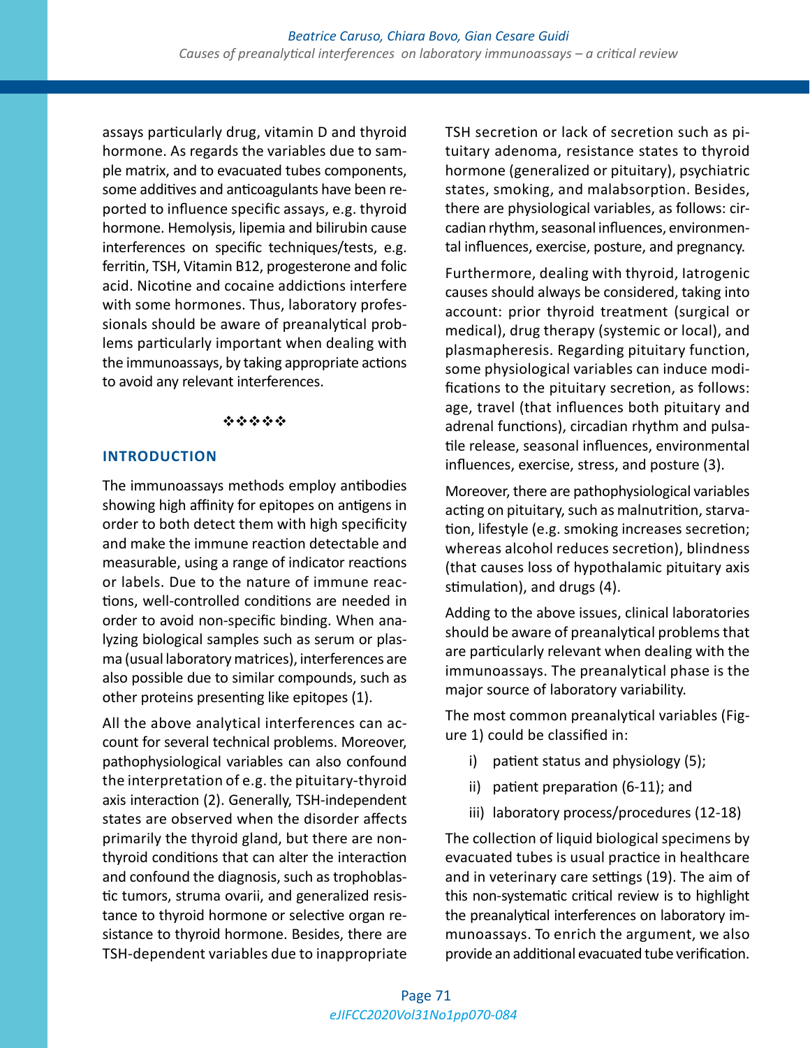assays particularly drug, vitamin D and thyroid hormone. As regards the variables due to sample matrix, and to evacuated tubes components, some additives and anticoagulants have been reported to influence specific assays, e.g. thyroid hormone. Hemolysis, lipemia and bilirubin cause interferences on specific techniques/tests, e.g. ferritin, TSH, Vitamin B12, progesterone and folic acid. Nicotine and cocaine addictions interfere with some hormones. Thus, laboratory professionals should be aware of preanalytical problems particularly important when dealing with the immunoassays, by taking appropriate actions to avoid any relevant interferences.

❖❖❖❖❖

## INTRODUCTION

The immunoassays methods employ antibodies showing high affinity for epitopes on antigens in order to both detect them with high specificity and make the immune reaction detectable and measurable, using a range of indicator reactions or labels. Due to the nature of immune reactions, well-controlled conditions are needed in order to avoid non-specific binding. When analyzing biological samples such as serum or plasma (usual laboratory matrices), interferences are also possible due to similar compounds, such as other proteins presenting like epitopes (1).

All the above analytical interferences can account for several technical problems. Moreover, pathophysiological variables can also confound the interpretation of e.g. the pituitary-thyroid axis interaction (2). Generally, TSH-independent states are observed when the disorder affects primarily the thyroid gland, but there are non-thyroid conditions that can alter the interaction and confound the diagnosis, such as trophoblastic tumors, struma ovarii, and generalized resistance to thyroid hormone or selective organ resistance to thyroid hormone. Besides, there are TSH-dependent variables due to inappropriate TSH secretion or lack of secretion such as pituitary adenoma, resistance states to thyroid hormone (generalized or pituitary), psychiatric states, smoking, and malabsorption. Besides, there are physiological variables, as follows: circadian rhythm, seasonal influences, environmental influences, exercise, posture, and pregnancy.

Furthermore, dealing with thyroid, Iatrogenic causes should always be considered, taking into account: prior thyroid treatment (surgical or medical), drug therapy (systemic or local), and plasmapheresis. Regarding pituitary function, some physiological variables can induce modifications to the pituitary secretion, as follows: age, travel (that influences both pituitary and adrenal functions), circadian rhythm and pulsatile release, seasonal influences, environmental influences, exercise, stress, and posture (3).

Moreover, there are pathophysiological variables acting on pituitary, such as malnutrition, starvation, lifestyle (e.g. smoking increases secretion; whereas alcohol reduces secretion), blindness (that causes loss of hypothalamic pituitary axis stimulation), and drugs (4).

Adding to the above issues, clinical laboratories should be aware of preanalytical problems that are particularly relevant when dealing with the immunoassays. The preanalytical phase is the major source of laboratory variability.

The most common preanalytical variables (Figure 1) could be classified in:

i) patient status and physiology (5);

ii) patient preparation (6-11); and

iii) laboratory process/procedures (12-18)

The collection of liquid biological specimens by evacuated tubes is usual practice in healthcare and in veterinary care settings (19). The aim of this non-systematic critical review is to highlight the preanalytical interferences on laboratory immunoassays. To enrich the argument, we also provide an additional evacuated tube verification.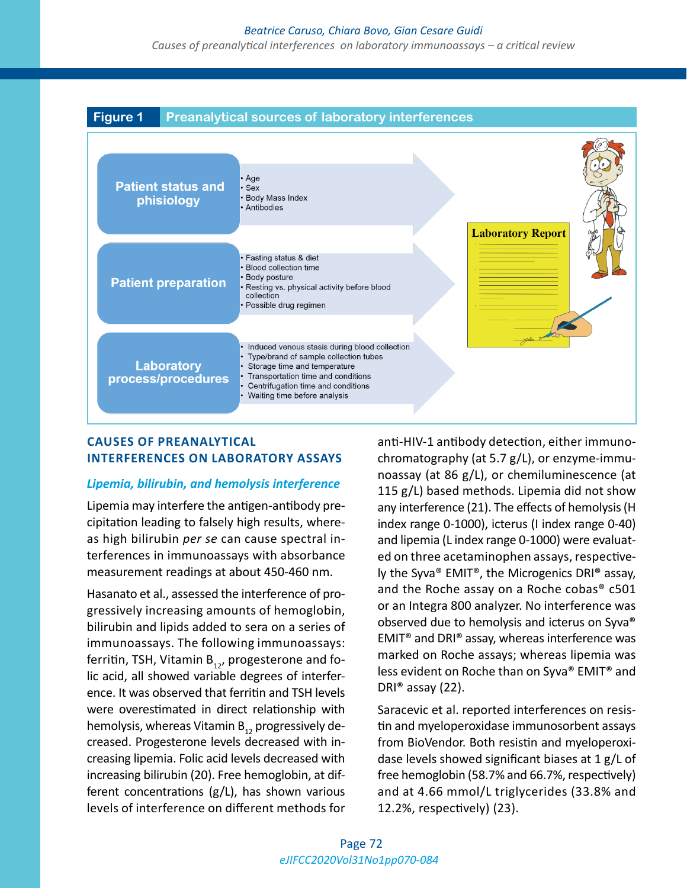**Figure 1** Preanalytical sources of laboratory interferences

**Patient status and phisiology**
- Age
- Sex
- Body Mass Index
- Antibodies

**Patient preparation**
- Fasting status & diet
- Blood collection time
- Body posture
- Resting vs. physical activity before blood collection
- Possible drug regimen

**Laboratory process/procedures**
- Induced venous stasis during blood collection
- Type/brand of sample collection tubes
- Storage time and temperature
- Transportation time and conditions
- Centrifugation time and conditions
- Waiting time before analysis

Laboratory Report

## CAUSES OF PREANALYTICAL INTERFERENCES ON LABORATORY ASSAYS

### *Lipemia, bilirubin, and hemolysis interference*

Lipemia may interfere the antigen-antibody precipitation leading to falsely high results, whereas high bilirubin *per se* can cause spectral interferences in immunoassays with absorbance measurement readings at about 450-460 nm.

Hasanato et al., assessed the interference of progressively increasing amounts of hemoglobin, bilirubin and lipids added to sera on a series of immunoassays. The following immunoassays: ferritin, TSH, Vitamin $B_{12}$, progesterone and folic acid, all showed variable degrees of interference. It was observed that ferritin and TSH levels were overestimated in direct relationship with hemolysis, whereas Vitamin $B_{12}$ progressively decreased. Progesterone levels decreased with increasing lipemia. Folic acid levels decreased with increasing bilirubin (20). Free hemoglobin, at different concentrations (g/L), has shown various levels of interference on different methods for anti-HIV-1 antibody detection, either immunochromatography (at 5.7 g/L), or enzyme-immunoassay (at 86 g/L), or chemiluminescence (at 115 g/L) based methods. Lipemia did not show any interference (21). The effects of hemolysis (H index range 0-1000), icterus (I index range 0-40) and lipemia (L index range 0-1000) were evaluated on three acetaminophen assays, respectively the Syva® EMIT®, the Microgenics DRI® assay, and the Roche assay on a Roche cobas® c501 or an Integra 800 analyzer. No interference was observed due to hemolysis and icterus on Syva® EMIT® and DRI® assay, whereas interference was marked on Roche assays; whereas lipemia was less evident on Roche than on Syva® EMIT® and DRI® assay (22).

Saracevic et al. reported interferences on resistin and myeloperoxidase immunosorbent assays from BioVendor. Both resistin and myeloperoxidase levels showed significant biases at 1 g/L of free hemoglobin (58.7% and 66.7%, respectively) and at 4.66 mmol/L triglycerides (33.8% and 12.2%, respectively) (23).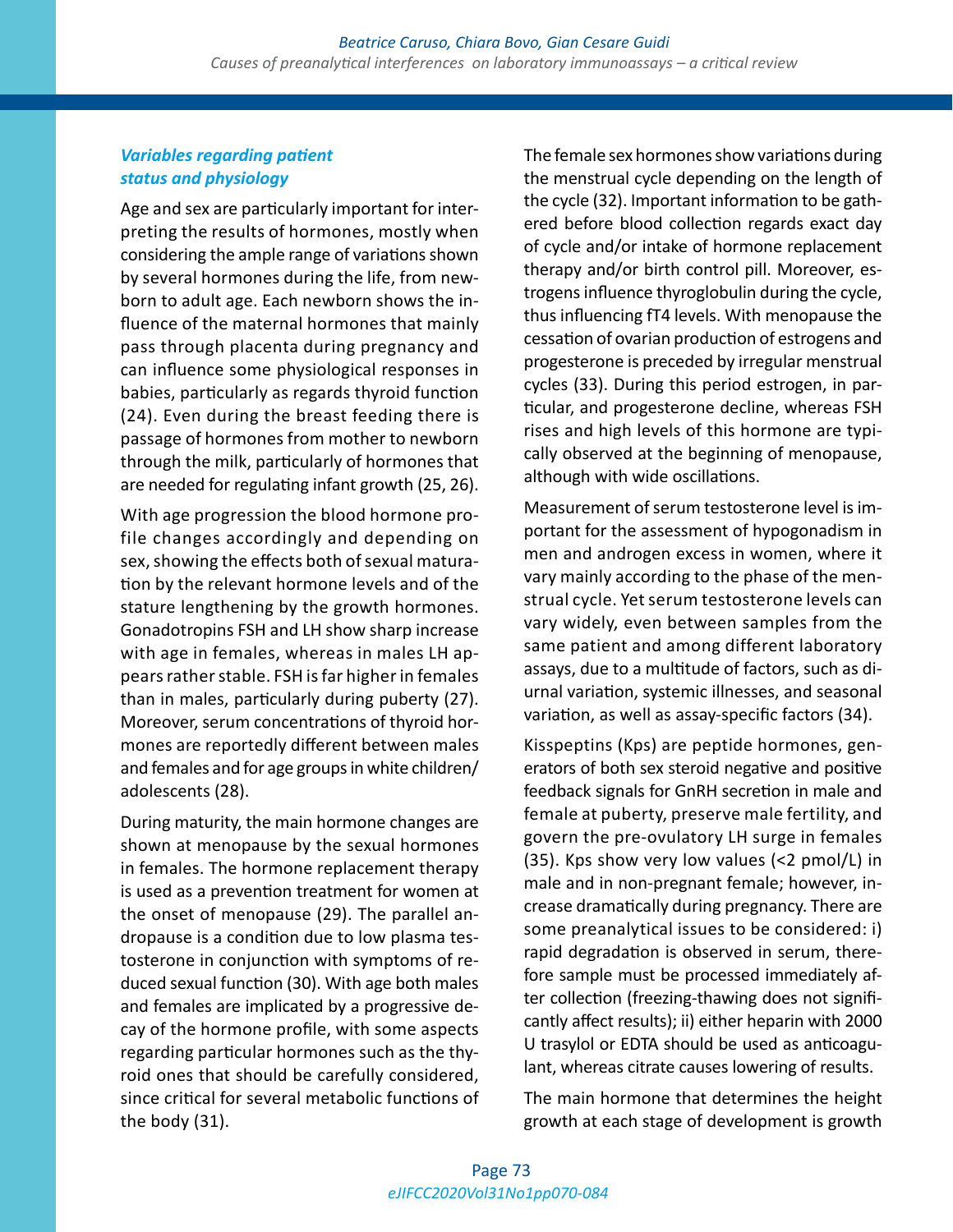### *Variables regarding patient status and physiology*

Age and sex are particularly important for interpreting the results of hormones, mostly when considering the ample range of variations shown by several hormones during the life, from newborn to adult age. Each newborn shows the influence of the maternal hormones that mainly pass through placenta during pregnancy and can influence some physiological responses in babies, particularly as regards thyroid function (24). Even during the breast feeding there is passage of hormones from mother to newborn through the milk, particularly of hormones that are needed for regulating infant growth (25, 26).

With age progression the blood hormone profile changes accordingly and depending on sex, showing the effects both of sexual maturation by the relevant hormone levels and of the stature lengthening by the growth hormones. Gonadotropins FSH and LH show sharp increase with age in females, whereas in males LH appears rather stable. FSH is far higher in females than in males, particularly during puberty (27). Moreover, serum concentrations of thyroid hormones are reportedly different between males and females and for age groups in white children/adolescents (28).

During maturity, the main hormone changes are shown at menopause by the sexual hormones in females. The hormone replacement therapy is used as a prevention treatment for women at the onset of menopause (29). The parallel andropause is a condition due to low plasma testosterone in conjunction with symptoms of reduced sexual function (30). With age both males and females are implicated by a progressive decay of the hormone profile, with some aspects regarding particular hormones such as the thyroid ones that should be carefully considered, since critical for several metabolic functions of the body (31).

The female sex hormones show variations during the menstrual cycle depending on the length of the cycle (32). Important information to be gathered before blood collection regards exact day of cycle and/or intake of hormone replacement therapy and/or birth control pill. Moreover, estrogens influence thyroglobulin during the cycle, thus influencing fT4 levels. With menopause the cessation of ovarian production of estrogens and progesterone is preceded by irregular menstrual cycles (33). During this period estrogen, in particular, and progesterone decline, whereas FSH rises and high levels of this hormone are typically observed at the beginning of menopause, although with wide oscillations.

Measurement of serum testosterone level is important for the assessment of hypogonadism in men and androgen excess in women, where it vary mainly according to the phase of the menstrual cycle. Yet serum testosterone levels can vary widely, even between samples from the same patient and among different laboratory assays, due to a multitude of factors, such as diurnal variation, systemic illnesses, and seasonal variation, as well as assay-specific factors (34).

Kisspeptins (Kps) are peptide hormones, generators of both sex steroid negative and positive feedback signals for GnRH secretion in male and female at puberty, preserve male fertility, and govern the pre-ovulatory LH surge in females (35). Kps show very low values (<2 pmol/L) in male and in non-pregnant female; however, increase dramatically during pregnancy. There are some preanalytical issues to be considered: i) rapid degradation is observed in serum, therefore sample must be processed immediately after collection (freezing-thawing does not significantly affect results); ii) either heparin with 2000 U trasylol or EDTA should be used as anticoagulant, whereas citrate causes lowering of results.

The main hormone that determines the height growth at each stage of development is growth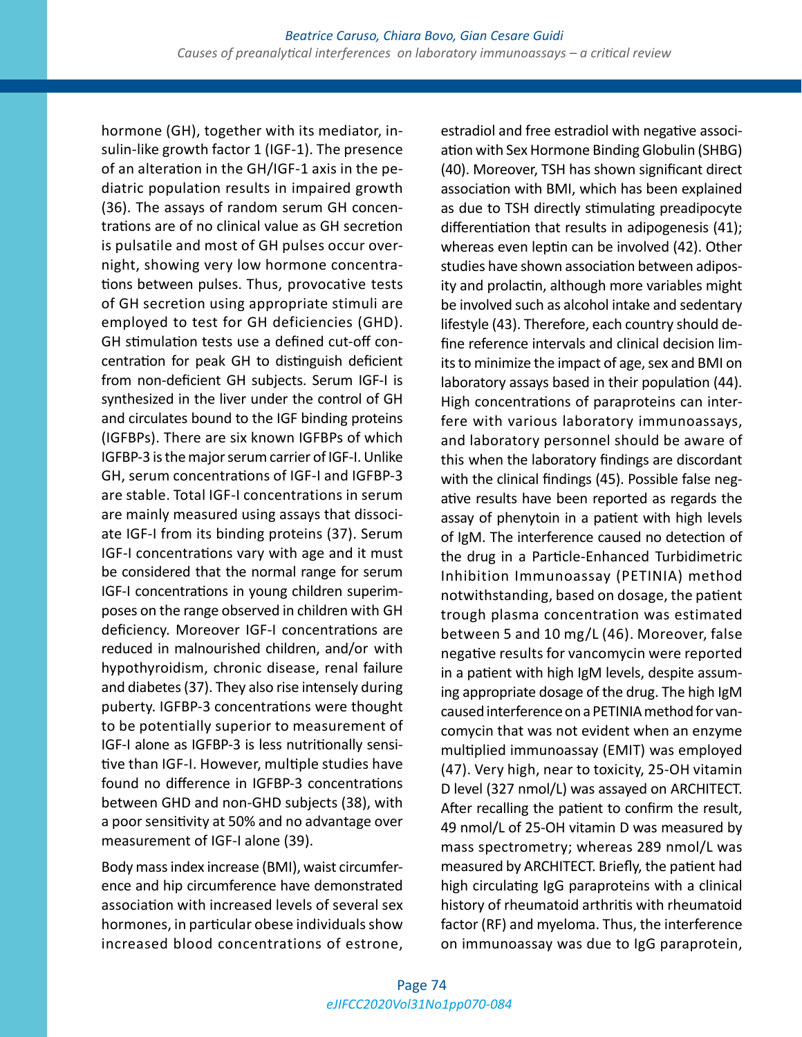hormone (GH), together with its mediator, insulin-like growth factor 1 (IGF-1). The presence of an alteration in the GH/IGF-1 axis in the pediatric population results in impaired growth (36). The assays of random serum GH concentrations are of no clinical value as GH secretion is pulsatile and most of GH pulses occur overnight, showing very low hormone concentrations between pulses. Thus, provocative tests of GH secretion using appropriate stimuli are employed to test for GH deficiencies (GHD). GH stimulation tests use a defined cut-off concentration for peak GH to distinguish deficient from non-deficient GH subjects. Serum IGF-I is synthesized in the liver under the control of GH and circulates bound to the IGF binding proteins (IGFBPs). There are six known IGFBPs of which IGFBP-3 is the major serum carrier of IGF-I. Unlike GH, serum concentrations of IGF-I and IGFBP-3 are stable. Total IGF-I concentrations in serum are mainly measured using assays that dissociate IGF-I from its binding proteins (37). Serum IGF-I concentrations vary with age and it must be considered that the normal range for serum IGF-I concentrations in young children superimposes on the range observed in children with GH deficiency. Moreover IGF-I concentrations are reduced in malnourished children, and/or with hypothyroidism, chronic disease, renal failure and diabetes (37). They also rise intensely during puberty. IGFBP-3 concentrations were thought to be potentially superior to measurement of IGF-I alone as IGFBP-3 is less nutritionally sensitive than IGF-I. However, multiple studies have found no difference in IGFBP-3 concentrations between GHD and non-GHD subjects (38), with a poor sensitivity at 50% and no advantage over measurement of IGF-I alone (39).

Body mass index increase (BMI), waist circumference and hip circumference have demonstrated association with increased levels of several sex hormones, in particular obese individuals show increased blood concentrations of estrone, estradiol and free estradiol with negative association with Sex Hormone Binding Globulin (SHBG) (40). Moreover, TSH has shown significant direct association with BMI, which has been explained as due to TSH directly stimulating preadipocyte differentiation that results in adipogenesis (41); whereas even leptin can be involved (42). Other studies have shown association between adiposity and prolactin, although more variables might be involved such as alcohol intake and sedentary lifestyle (43). Therefore, each country should define reference intervals and clinical decision limits to minimize the impact of age, sex and BMI on laboratory assays based in their population (44).

High concentrations of paraproteins can interfere with various laboratory immunoassays, and laboratory personnel should be aware of this when the laboratory findings are discordant with the clinical findings (45). Possible false negative results have been reported as regards the assay of phenytoin in a patient with high levels of IgM. The interference caused no detection of the drug in a Particle-Enhanced Turbidimetric Inhibition Immunoassay (PETINIA) method notwithstanding, based on dosage, the patient trough plasma concentration was estimated between 5 and 10 mg/L (46). Moreover, false negative results for vancomycin were reported in a patient with high IgM levels, despite assuming appropriate dosage of the drug. The high IgM caused interference on a PETINIA method for vancomycin that was not evident when an enzyme multiplied immunoassay (EMIT) was employed (47). Very high, near to toxicity, 25-OH vitamin D level (327 nmol/L) was assayed on ARCHITECT. After recalling the patient to confirm the result, 49 nmol/L of 25-OH vitamin D was measured by mass spectrometry; whereas 289 nmol/L was measured by ARCHITECT. Briefly, the patient had high circulating IgG paraproteins with a clinical history of rheumatoid arthritis with rheumatoid factor (RF) and myeloma. Thus, the interference on immunoassay was due to IgG paraprotein,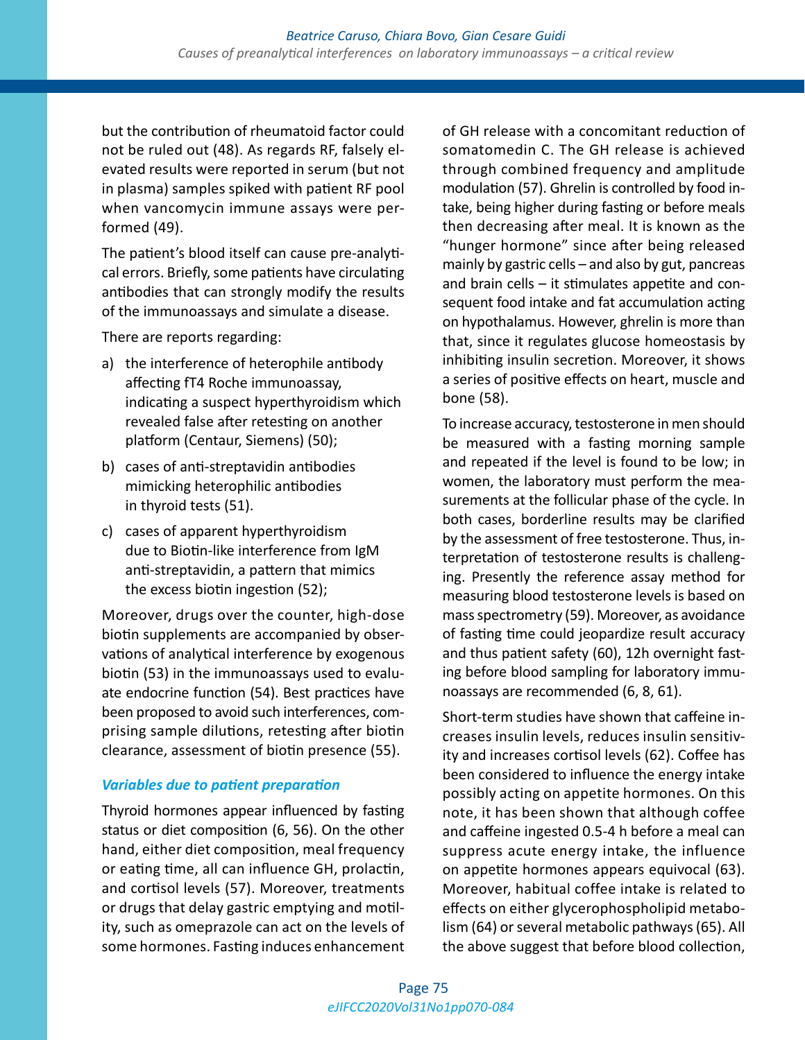but the contribution of rheumatoid factor could not be ruled out (48). As regards RF, falsely elevated results were reported in serum (but not in plasma) samples spiked with patient RF pool when vancomycin immune assays were performed (49).

The patient's blood itself can cause pre-analytical errors. Briefly, some patients have circulating antibodies that can strongly modify the results of the immunoassays and simulate a disease.

There are reports regarding:

a) the interference of heterophile antibody affecting fT4 Roche immunoassay, indicating a suspect hyperthyroidism which revealed false after retesting on another platform (Centaur, Siemens) (50);
b) cases of anti-streptavidin antibodies mimicking heterophilic antibodies in thyroid tests (51).
c) cases of apparent hyperthyroidism due to Biotin-like interference from IgM anti-streptavidin, a pattern that mimics the excess biotin ingestion (52);

Moreover, drugs over the counter, high-dose biotin supplements are accompanied by observations of analytical interference by exogenous biotin (53) in the immunoassays used to evaluate endocrine function (54). Best practices have been proposed to avoid such interferences, comprising sample dilutions, retesting after biotin clearance, assessment of biotin presence (55).

### *Variables due to patient preparation*

Thyroid hormones appear influenced by fasting status or diet composition (6, 56). On the other hand, either diet composition, meal frequency or eating time, all can influence GH, prolactin, and cortisol levels (57). Moreover, treatments or drugs that delay gastric emptying and motility, such as omeprazole can act on the levels of some hormones. Fasting induces enhancement of GH release with a concomitant reduction of somatomedin C. The GH release is achieved through combined frequency and amplitude modulation (57). Ghrelin is controlled by food intake, being higher during fasting or before meals then decreasing after meal. It is known as the "hunger hormone" since after being released mainly by gastric cells – and also by gut, pancreas and brain cells – it stimulates appetite and consequent food intake and fat accumulation acting on hypothalamus. However, ghrelin is more than that, since it regulates glucose homeostasis by inhibiting insulin secretion. Moreover, it shows a series of positive effects on heart, muscle and bone (58).

To increase accuracy, testosterone in men should be measured with a fasting morning sample and repeated if the level is found to be low; in women, the laboratory must perform the measurements at the follicular phase of the cycle. In both cases, borderline results may be clarified by the assessment of free testosterone. Thus, interpretation of testosterone results is challenging. Presently the reference assay method for measuring blood testosterone levels is based on mass spectrometry (59). Moreover, as avoidance of fasting time could jeopardize result accuracy and thus patient safety (60), 12h overnight fasting before blood sampling for laboratory immunoassays are recommended (6, 8, 61).

Short-term studies have shown that caffeine increases insulin levels, reduces insulin sensitivity and increases cortisol levels (62). Coffee has been considered to influence the energy intake possibly acting on appetite hormones. On this note, it has been shown that although coffee and caffeine ingested 0.5-4 h before a meal can suppress acute energy intake, the influence on appetite hormones appears equivocal (63). Moreover, habitual coffee intake is related to effects on either glycerophospholipid metabolism (64) or several metabolic pathways (65). All the above suggest that before blood collection,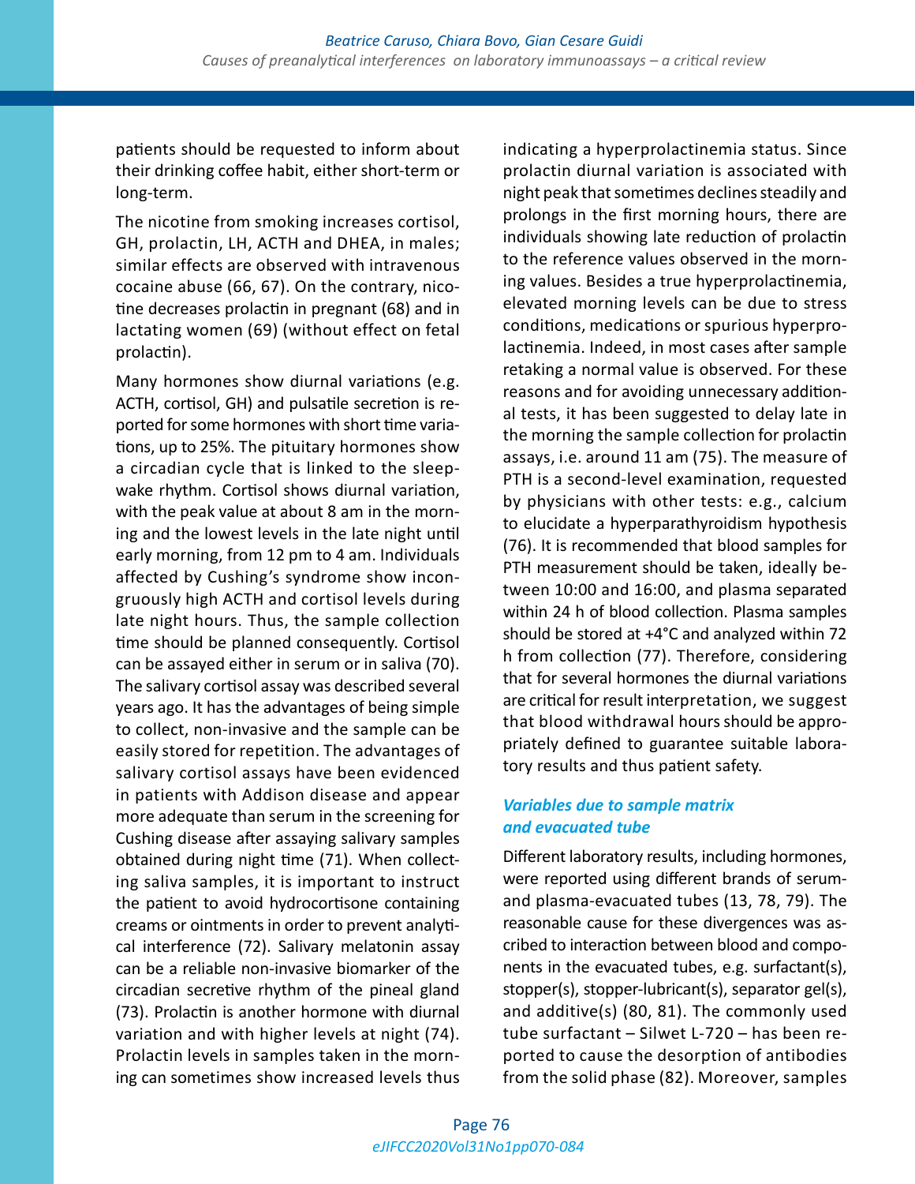patients should be requested to inform about their drinking coffee habit, either short-term or long-term.

The nicotine from smoking increases cortisol, GH, prolactin, LH, ACTH and DHEA, in males; similar effects are observed with intravenous cocaine abuse (66, 67). On the contrary, nicotine decreases prolactin in pregnant (68) and in lactating women (69) (without effect on fetal prolactin).

Many hormones show diurnal variations (e.g. ACTH, cortisol, GH) and pulsatile secretion is reported for some hormones with short time variations, up to 25%. The pituitary hormones show a circadian cycle that is linked to the sleep-wake rhythm. Cortisol shows diurnal variation, with the peak value at about 8 am in the morning and the lowest levels in the late night until early morning, from 12 pm to 4 am. Individuals affected by Cushing's syndrome show incongruously high ACTH and cortisol levels during late night hours. Thus, the sample collection time should be planned consequently. Cortisol can be assayed either in serum or in saliva (70). The salivary cortisol assay was described several years ago. It has the advantages of being simple to collect, non-invasive and the sample can be easily stored for repetition. The advantages of salivary cortisol assays have been evidenced in patients with Addison disease and appear more adequate than serum in the screening for Cushing disease after assaying salivary samples obtained during night time (71). When collecting saliva samples, it is important to instruct the patient to avoid hydrocortisone containing creams or ointments in order to prevent analytical interference (72). Salivary melatonin assay can be a reliable non-invasive biomarker of the circadian secretive rhythm of the pineal gland (73). Prolactin is another hormone with diurnal variation and with higher levels at night (74). Prolactin levels in samples taken in the morning can sometimes show increased levels thus indicating a hyperprolactinemia status. Since prolactin diurnal variation is associated with night peak that sometimes declines steadily and prolongs in the first morning hours, there are individuals showing late reduction of prolactin to the reference values observed in the morning values. Besides a true hyperprolactinemia, elevated morning levels can be due to stress conditions, medications or spurious hyperprolactinemia. Indeed, in most cases after sample retaking a normal value is observed. For these reasons and for avoiding unnecessary additional tests, it has been suggested to delay late in the morning the sample collection for prolactin assays, i.e. around 11 am (75). The measure of PTH is a second-level examination, requested by physicians with other tests: e.g., calcium to elucidate a hyperparathyroidism hypothesis (76). It is recommended that blood samples for PTH measurement should be taken, ideally between 10:00 and 16:00, and plasma separated within 24 h of blood collection. Plasma samples should be stored at +4°C and analyzed within 72 h from collection (77). Therefore, considering that for several hormones the diurnal variations are critical for result interpretation, we suggest that blood withdrawal hours should be appropriately defined to guarantee suitable laboratory results and thus patient safety.

### *Variables due to sample matrix and evacuated tube*

Different laboratory results, including hormones, were reported using different brands of serum- and plasma-evacuated tubes (13, 78, 79). The reasonable cause for these divergences was ascribed to interaction between blood and components in the evacuated tubes, e.g. surfactant(s), stopper(s), stopper-lubricant(s), separator gel(s), and additive(s) (80, 81). The commonly used tube surfactant – Silwet L-720 – has been reported to cause the desorption of antibodies from the solid phase (82). Moreover, samples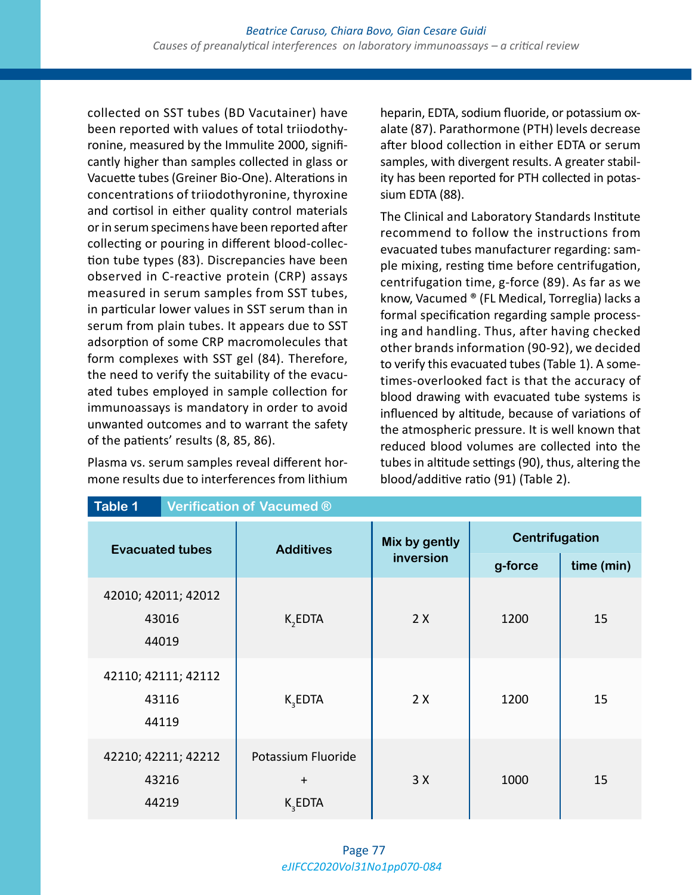collected on SST tubes (BD Vacutainer) have been reported with values of total triiodothyronine, measured by the Immulite 2000, significantly higher than samples collected in glass or Vacuette tubes (Greiner Bio-One). Alterations in concentrations of triiodothyronine, thyroxine and cortisol in either quality control materials or in serum specimens have been reported after collecting or pouring in different blood-collection tube types (83). Discrepancies have been observed in C-reactive protein (CRP) assays measured in serum samples from SST tubes, in particular lower values in SST serum than in serum from plain tubes. It appears due to SST adsorption of some CRP macromolecules that form complexes with SST gel (84). Therefore, the need to verify the suitability of the evacuated tubes employed in sample collection for immunoassays is mandatory in order to avoid unwanted outcomes and to warrant the safety of the patients' results (8, 85, 86).

Plasma vs. serum samples reveal different hormone results due to interferences from lithium heparin, EDTA, sodium fluoride, or potassium oxalate (87). Parathormone (PTH) levels decrease after blood collection in either EDTA or serum samples, with divergent results. A greater stability has been reported for PTH collected in potassium EDTA (88).

The Clinical and Laboratory Standards Institute recommend to follow the instructions from evacuated tubes manufacturer regarding: sample mixing, resting time before centrifugation, centrifugation time, g-force (89). As far as we know, Vacumed ® (FL Medical, Torreglia) lacks a formal specification regarding sample processing and handling. Thus, after having checked other brands information (90-92), we decided to verify this evacuated tubes (Table 1). A sometimes-overlooked fact is that the accuracy of blood drawing with evacuated tube systems is influenced by altitude, because of variations of the atmospheric pressure. It is well known that reduced blood volumes are collected into the tubes in altitude settings (90), thus, altering the blood/additive ratio (91) (Table 2).

**Table 1** Verification of Vacumed ®

| Evacuated tubes | Additives | Mix by gently inversion | Centrifugation | |
|---|---|---|---|---|
| | | | g-force | time (min) |
| 42010; 42011; 42012<br>43016<br>44019 | $K_2EDTA$ | 2 X | 1200 | 15 |
| 42110; 42111; 42112<br>43116<br>44119 | $K_3EDTA$ | 2 X | 1200 | 15 |
| 42210; 42211; 42212<br>43216<br>44219 | Potassium Fluoride<br>+<br>$K_3EDTA$ | 3 X | 1000 | 15 |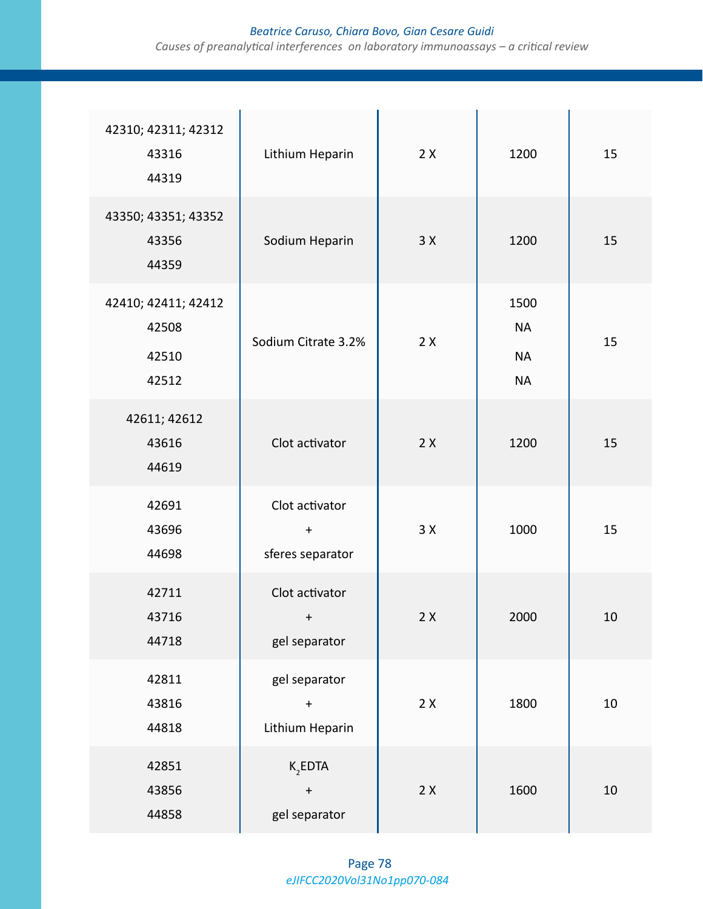| | | | | |
|---|---|---|---|---|
| 42310; 42311; 42312<br>43316<br>44319 | Lithium Heparin | 2 X | 1200 | 15 |
| 43350; 43351; 43352<br>43356<br>44359 | Sodium Heparin | 3 X | 1200 | 15 |
| 42410; 42411; 42412<br>42508<br>42510<br>42512 | Sodium Citrate 3.2% | 2 X | 1500<br>NA<br>NA<br>NA | 15 |
| 42611; 42612<br>43616<br>44619 | Clot activator | 2 X | 1200 | 15 |
| 42691<br>43696<br>44698 | Clot activator<br>+<br>sferes separator | 3 X | 1000 | 15 |
| 42711<br>43716<br>44718 | Clot activator<br>+<br>gel separator | 2 X | 2000 | 10 |
| 42811<br>43816<br>44818 | gel separator<br>+<br>Lithium Heparin | 2 X | 1800 | 10 |
| 42851<br>43856<br>44858 | $K_2$EDTA<br>+<br>gel separator | 2 X | 1600 | 10 |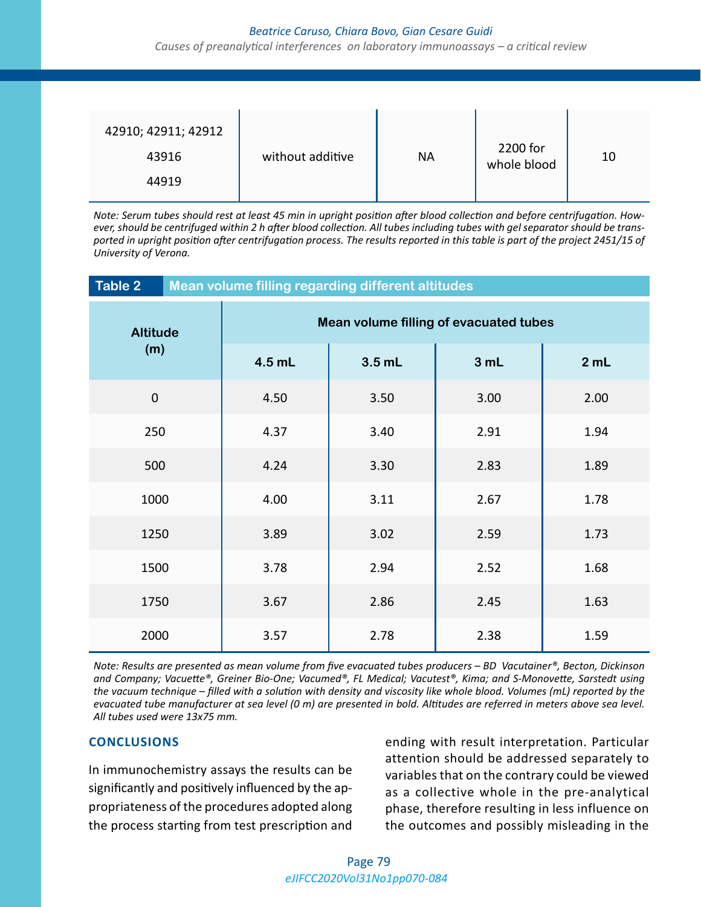| 42910; 42911; 42912<br>43916<br>44919 | without additive | NA | 2200 for whole blood | 10 |
|---|---|---|---|---|

*Note: Serum tubes should rest at least 45 min in upright position after blood collection and before centrifugation. However, should be centrifuged within 2 h after blood collection. All tubes including tubes with gel separator should be transported in upright position after centrifugation process. The results reported in this table is part of the project 2451/15 of University of Verona.*

**Table 2 Mean volume filling regarding different altitudes**

| Altitude (m) | Mean volume filling of evacuated tubes | | | |
|---|---|---|---|---|
| | **4.5 mL** | **3.5 mL** | **3 mL** | **2 mL** |
| 0 | 4.50 | 3.50 | 3.00 | 2.00 |
| 250 | 4.37 | 3.40 | 2.91 | 1.94 |
| 500 | 4.24 | 3.30 | 2.83 | 1.89 |
| 1000 | 4.00 | 3.11 | 2.67 | 1.78 |
| 1250 | 3.89 | 3.02 | 2.59 | 1.73 |
| 1500 | 3.78 | 2.94 | 2.52 | 1.68 |
| 1750 | 3.67 | 2.86 | 2.45 | 1.63 |
| 2000 | 3.57 | 2.78 | 2.38 | 1.59 |

*Note: Results are presented as mean volume from five evacuated tubes producers – BD Vacutainer®, Becton, Dickinson and Company; Vacuette®, Greiner Bio-One; Vacumed®, FL Medical; Vacutest®, Kima; and S-Monovette, Sarstedt using the vacuum technique – filled with a solution with density and viscosity like whole blood. Volumes (mL) reported by the evacuated tube manufacturer at sea level (0 m) are presented in bold. Altitudes are referred in meters above sea level. All tubes used were 13x75 mm.*

## CONCLUSIONS

In immunochemistry assays the results can be significantly and positively influenced by the appropriateness of the procedures adopted along the process starting from test prescription and ending with result interpretation. Particular attention should be addressed separately to variables that on the contrary could be viewed as a collective whole in the pre-analytical phase, therefore resulting in less influence on the outcomes and possibly misleading in the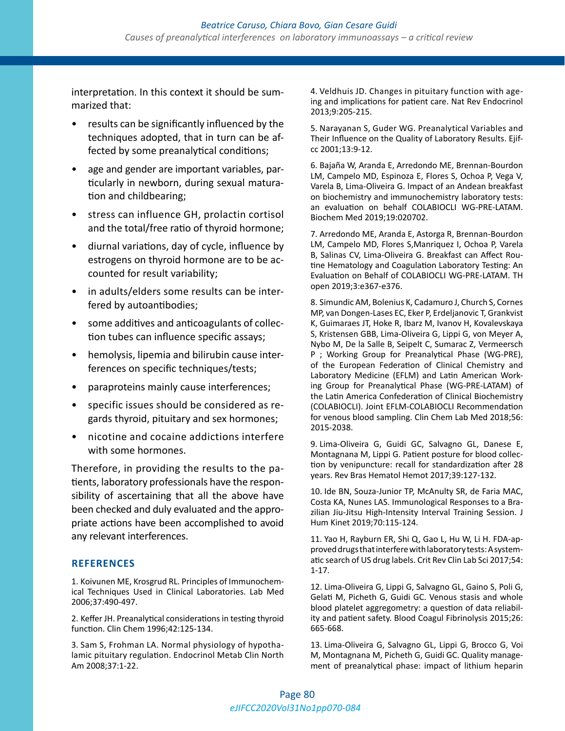interpretation. In this context it should be summarized that:

- results can be significantly influenced by the techniques adopted, that in turn can be affected by some preanalytical conditions;
- age and gender are important variables, particularly in newborn, during sexual maturation and childbearing;
- stress can influence GH, prolactin cortisol and the total/free ratio of thyroid hormone;
- diurnal variations, day of cycle, influence by estrogens on thyroid hormone are to be accounted for result variability;
- in adults/elders some results can be interfered by autoantibodies;
- some additives and anticoagulants of collection tubes can influence specific assays;
- hemolysis, lipemia and bilirubin cause interferences on specific techniques/tests;
- paraproteins mainly cause interferences;
- specific issues should be considered as regards thyroid, pituitary and sex hormones;
- nicotine and cocaine addictions interfere with some hormones.

Therefore, in providing the results to the patients, laboratory professionals have the responsibility of ascertaining that all the above have been checked and duly evaluated and the appropriate actions have been accomplished to avoid any relevant interferences.

## REFERENCES

1. Koivunen ME, Krosgrud RL. Principles of Immunochemical Techniques Used in Clinical Laboratories. Lab Med 2006;37:490-497.

2. Keffer JH. Preanalytical considerations in testing thyroid function. Clin Chem 1996;42:125-134.

3. Sam S, Frohman LA. Normal physiology of hypothalamic pituitary regulation. Endocrinol Metab Clin North Am 2008;37:1-22.

4. Veldhuis JD. Changes in pituitary function with ageing and implications for patient care. Nat Rev Endocrinol 2013;9:205-215.

5. Narayanan S, Guder WG. Preanalytical Variables and Their Influence on the Quality of Laboratory Results. Ejifcc 2001;13:9-12.

6. Bajaña W, Aranda E, Arredondo ME, Brennan-Bourdon LM, Campelo MD, Espinoza E, Flores S, Ochoa P, Vega V, Varela B, Lima-Oliveira G. Impact of an Andean breakfast on biochemistry and immunochemistry laboratory tests: an evaluation on behalf COLABIOCLI WG-PRE-LATAM. Biochem Med 2019;19:020702.

7. Arredondo ME, Aranda E, Astorga R, Brennan-Bourdon LM, Campelo MD, Flores S,Manriquez I, Ochoa P, Varela B, Salinas CV, Lima-Oliveira G. Breakfast can Affect Routine Hematology and Coagulation Laboratory Testing: An Evaluation on Behalf of COLABIOCLI WG-PRE-LATAM. TH open 2019;3:e367-e376.

8. Simundic AM, Bolenius K, Cadamuro J, Church S, Cornes MP, van Dongen-Lases EC, Eker P, Erdeljanovic T, Grankvist K, Guimaraes JT, Hoke R, Ibarz M, Ivanov H, Kovalevskaya S, Kristensen GBB, Lima-Oliveira G, Lippi G, von Meyer A, Nybo M, De la Salle B, Seipelt C, Sumarac Z, Vermeersch P ; Working Group for Preanalytical Phase (WG-PRE), of the European Federation of Clinical Chemistry and Laboratory Medicine (EFLM) and Latin American Working Group for Preanalytical Phase (WG-PRE-LATAM) of the Latin America Confederation of Clinical Biochemistry (COLABIOCLI). Joint EFLM-COLABIOCLI Recommendation for venous blood sampling. Clin Chem Lab Med 2018;56: 2015-2038.

9. Lima-Oliveira G, Guidi GC, Salvagno GL, Danese E, Montagnana M, Lippi G. Patient posture for blood collection by venipuncture: recall for standardization after 28 years. Rev Bras Hematol Hemot 2017;39:127-132.

10. Ide BN, Souza-Junior TP, McAnulty SR, de Faria MAC, Costa KA, Nunes LAS. Immunological Responses to a Brazilian Jiu-Jitsu High-Intensity Interval Training Session. J Hum Kinet 2019;70:115-124.

11. Yao H, Rayburn ER, Shi Q, Gao L, Hu W, Li H. FDA-approved drugs that interfere with laboratory tests: A systematic search of US drug labels. Crit Rev Clin Lab Sci 2017;54: 1-17.

12. Lima-Oliveira G, Lippi G, Salvagno GL, Gaino S, Poli G, Gelati M, Picheth G, Guidi GC. Venous stasis and whole blood platelet aggregometry: a question of data reliability and patient safety. Blood Coagul Fibrinolysis 2015;26: 665-668.

13. Lima-Oliveira G, Salvagno GL, Lippi G, Brocco G, Voi M, Montagnana M, Picheth G, Guidi GC. Quality management of preanalytical phase: impact of lithium heparin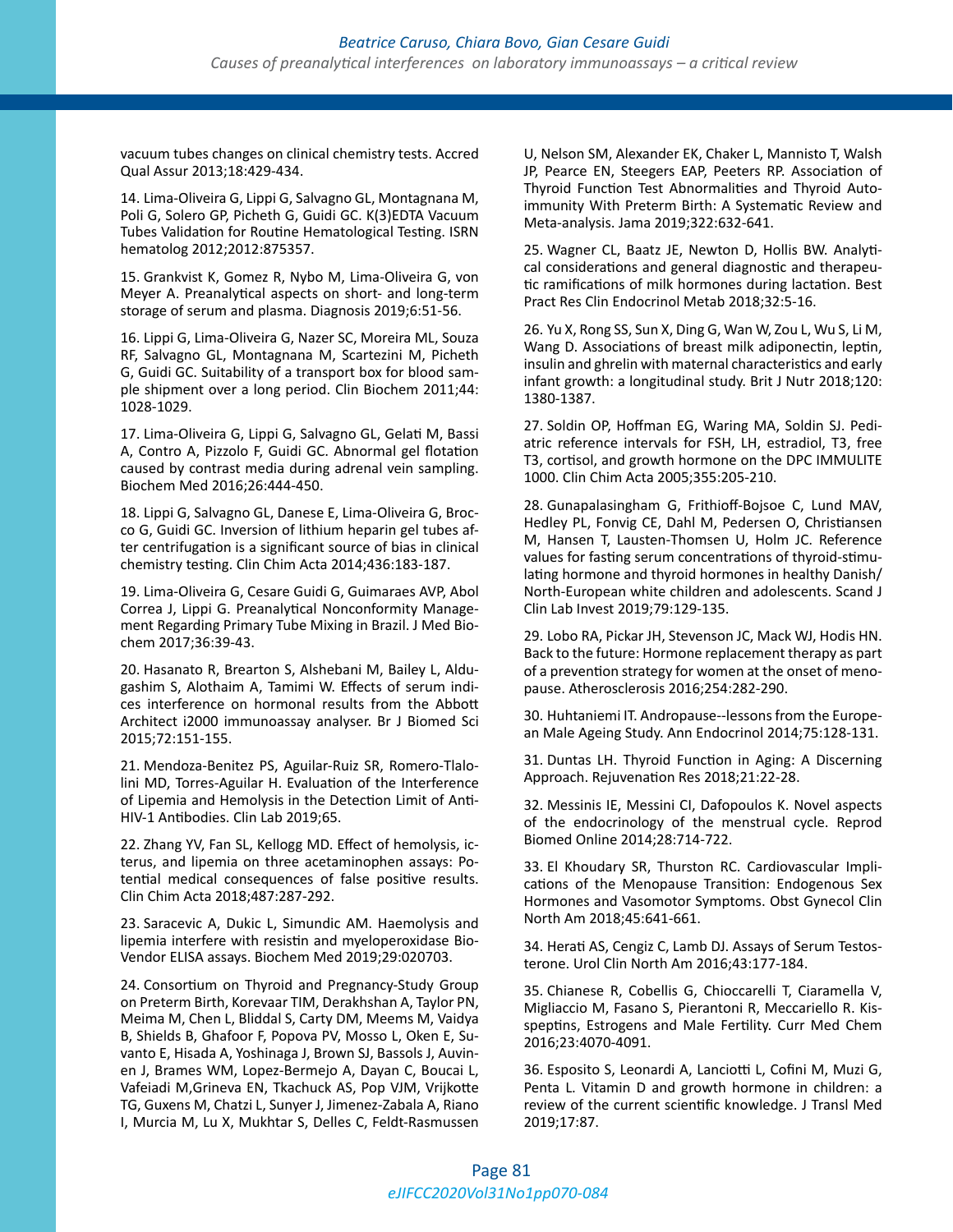vacuum tubes changes on clinical chemistry tests. Accred Qual Assur 2013;18:429-434.

14. Lima-Oliveira G, Lippi G, Salvagno GL, Montagnana M, Poli G, Solero GP, Picheth G, Guidi GC. K(3)EDTA Vacuum Tubes Validation for Routine Hematological Testing. ISRN hematolog 2012;2012:875357.

15. Grankvist K, Gomez R, Nybo M, Lima-Oliveira G, von Meyer A. Preanalytical aspects on short- and long-term storage of serum and plasma. Diagnosis 2019;6:51-56.

16. Lippi G, Lima-Oliveira G, Nazer SC, Moreira ML, Souza RF, Salvagno GL, Montagnana M, Scartezini M, Picheth G, Guidi GC. Suitability of a transport box for blood sample shipment over a long period. Clin Biochem 2011;44: 1028-1029.

17. Lima-Oliveira G, Lippi G, Salvagno GL, Gelati M, Bassi A, Contro A, Pizzolo F, Guidi GC. Abnormal gel flotation caused by contrast media during adrenal vein sampling. Biochem Med 2016;26:444-450.

18. Lippi G, Salvagno GL, Danese E, Lima-Oliveira G, Brocco G, Guidi GC. Inversion of lithium heparin gel tubes after centrifugation is a significant source of bias in clinical chemistry testing. Clin Chim Acta 2014;436:183-187.

19. Lima-Oliveira G, Cesare Guidi G, Guimaraes AVP, Abol Correa J, Lippi G. Preanalytical Nonconformity Management Regarding Primary Tube Mixing in Brazil. J Med Biochem 2017;36:39-43.

20. Hasanato R, Brearton S, Alshebani M, Bailey L, Aldugashim S, Alothaim A, Tamimi W. Effects of serum indices interference on hormonal results from the Abbott Architect i2000 immunoassay analyser. Br J Biomed Sci 2015;72:151-155.

21. Mendoza-Benitez PS, Aguilar-Ruiz SR, Romero-Tlalolini MD, Torres-Aguilar H. Evaluation of the Interference of Lipemia and Hemolysis in the Detection Limit of Anti-HIV-1 Antibodies. Clin Lab 2019;65.

22. Zhang YV, Fan SL, Kellogg MD. Effect of hemolysis, icterus, and lipemia on three acetaminophen assays: Potential medical consequences of false positive results. Clin Chim Acta 2018;487:287-292.

23. Saracevic A, Dukic L, Simundic AM. Haemolysis and lipemia interfere with resistin and myeloperoxidase BioVendor ELISA assays. Biochem Med 2019;29:020703.

24. Consortium on Thyroid and Pregnancy-Study Group on Preterm Birth, Korevaar TIM, Derakhshan A, Taylor PN, Meima M, Chen L, Bliddal S, Carty DM, Meems M, Vaidya B, Shields B, Ghafoor F, Popova PV, Mosso L, Oken E, Suvanto E, Hisada A, Yoshinaga J, Brown SJ, Bassols J, Auvinen J, Brames WM, Lopez-Bermejo A, Dayan C, Boucai L, Vafeiadi M,Grineva EN, Tkachuck AS, Pop VJM, Vrijkotte TG, Guxens M, Chatzi L, Sunyer J, Jimenez-Zabala A, Riano I, Murcia M, Lu X, Mukhtar S, Delles C, Feldt-Rasmussen U, Nelson SM, Alexander EK, Chaker L, Mannisto T, Walsh JP, Pearce EN, Steegers EAP, Peeters RP. Association of Thyroid Function Test Abnormalities and Thyroid Autoimmunity With Preterm Birth: A Systematic Review and Meta-analysis. Jama 2019;322:632-641.

25. Wagner CL, Baatz JE, Newton D, Hollis BW. Analytical considerations and general diagnostic and therapeutic ramifications of milk hormones during lactation. Best Pract Res Clin Endocrinol Metab 2018;32:5-16.

26. Yu X, Rong SS, Sun X, Ding G, Wan W, Zou L, Wu S, Li M, Wang D. Associations of breast milk adiponectin, leptin, insulin and ghrelin with maternal characteristics and early infant growth: a longitudinal study. Brit J Nutr 2018;120: 1380-1387.

27. Soldin OP, Hoffman EG, Waring MA, Soldin SJ. Pediatric reference intervals for FSH, LH, estradiol, T3, free T3, cortisol, and growth hormone on the DPC IMMULITE 1000. Clin Chim Acta 2005;355:205-210.

28. Gunapalasingham G, Frithioff-Bojsoe C, Lund MAV, Hedley PL, Fonvig CE, Dahl M, Pedersen O, Christiansen M, Hansen T, Lausten-Thomsen U, Holm JC. Reference values for fasting serum concentrations of thyroid-stimulating hormone and thyroid hormones in healthy Danish/North-European white children and adolescents. Scand J Clin Lab Invest 2019;79:129-135.

29. Lobo RA, Pickar JH, Stevenson JC, Mack WJ, Hodis HN. Back to the future: Hormone replacement therapy as part of a prevention strategy for women at the onset of menopause. Atherosclerosis 2016;254:282-290.

30. Huhtaniemi IT. Andropause--lessons from the European Male Ageing Study. Ann Endocrinol 2014;75:128-131.

31. Duntas LH. Thyroid Function in Aging: A Discerning Approach. Rejuvenation Res 2018;21:22-28.

32. Messinis IE, Messini CI, Dafopoulos K. Novel aspects of the endocrinology of the menstrual cycle. Reprod Biomed Online 2014;28:714-722.

33. El Khoudary SR, Thurston RC. Cardiovascular Implications of the Menopause Transition: Endogenous Sex Hormones and Vasomotor Symptoms. Obst Gynecol Clin North Am 2018;45:641-661.

34. Herati AS, Cengiz C, Lamb DJ. Assays of Serum Testosterone. Urol Clin North Am 2016;43:177-184.

35. Chianese R, Cobellis G, Chioccarelli T, Ciaramella V, Migliaccio M, Fasano S, Pierantoni R, Meccariello R. Kisspeptins, Estrogens and Male Fertility. Curr Med Chem 2016;23:4070-4091.

36. Esposito S, Leonardi A, Lanciotti L, Cofini M, Muzi G, Penta L. Vitamin D and growth hormone in children: a review of the current scientific knowledge. J Transl Med 2019;17:87.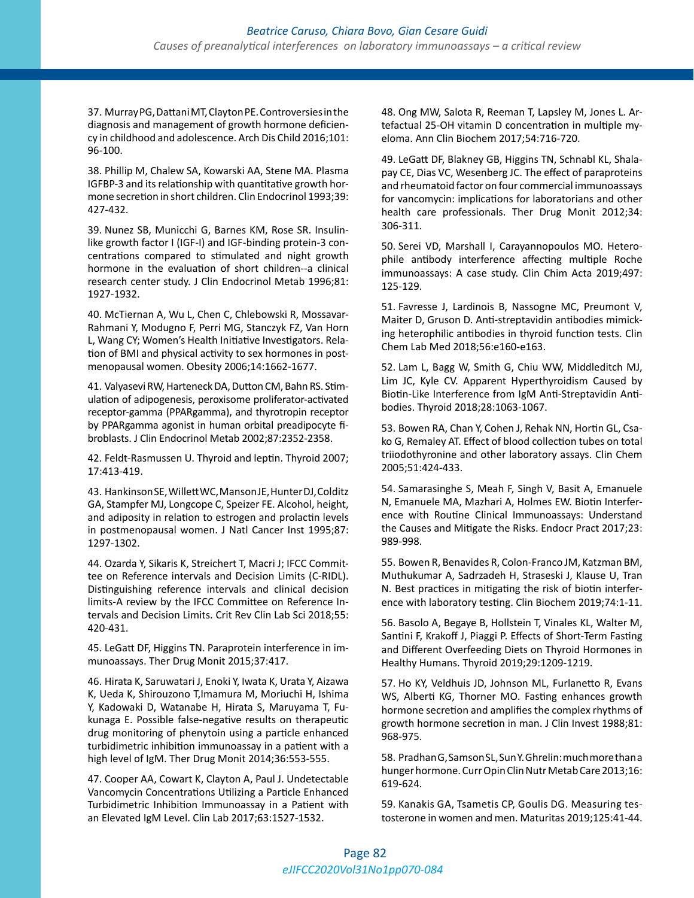37. Murray PG, Dattani MT, Clayton PE. Controversies in the diagnosis and management of growth hormone deficiency in childhood and adolescence. Arch Dis Child 2016;101: 96-100.

38. Phillip M, Chalew SA, Kowarski AA, Stene MA. Plasma IGFBP-3 and its relationship with quantitative growth hormone secretion in short children. Clin Endocrinol 1993;39: 427-432.

39. Nunez SB, Municchi G, Barnes KM, Rose SR. Insulin-like growth factor I (IGF-I) and IGF-binding protein-3 concentrations compared to stimulated and night growth hormone in the evaluation of short children--a clinical research center study. J Clin Endocrinol Metab 1996;81: 1927-1932.

40. McTiernan A, Wu L, Chen C, Chlebowski R, Mossavar-Rahmani Y, Modugno F, Perri MG, Stanczyk FZ, Van Horn L, Wang CY; Women's Health Initiative Investigators. Relation of BMI and physical activity to sex hormones in postmenopausal women. Obesity 2006;14:1662-1677.

41. Valyasevi RW, Harteneck DA, Dutton CM, Bahn RS. Stimulation of adipogenesis, peroxisome proliferator-activated receptor-gamma (PPARgamma), and thyrotropin receptor by PPARgamma agonist in human orbital preadipocyte fibroblasts. J Clin Endocrinol Metab 2002;87:2352-2358.

42. Feldt-Rasmussen U. Thyroid and leptin. Thyroid 2007; 17:413-419.

43. Hankinson SE, Willett WC, Manson JE, Hunter DJ, Colditz GA, Stampfer MJ, Longcope C, Speizer FE. Alcohol, height, and adiposity in relation to estrogen and prolactin levels in postmenopausal women. J Natl Cancer Inst 1995;87: 1297-1302.

44. Ozarda Y, Sikaris K, Streichert T, Macri J; IFCC Committee on Reference intervals and Decision Limits (C-RIDL). Distinguishing reference intervals and clinical decision limits-A review by the IFCC Committee on Reference Intervals and Decision Limits. Crit Rev Clin Lab Sci 2018;55: 420-431.

45. LeGatt DF, Higgins TN. Paraprotein interference in immunoassays. Ther Drug Monit 2015;37:417.

46. Hirata K, Saruwatari J, Enoki Y, Iwata K, Urata Y, Aizawa K, Ueda K, Shirouzono T,Imamura M, Moriuchi H, Ishima Y, Kadowaki D, Watanabe H, Hirata S, Maruyama T, Fukunaga E. Possible false-negative results on therapeutic drug monitoring of phenytoin using a particle enhanced turbidimetric inhibition immunoassay in a patient with a high level of IgM. Ther Drug Monit 2014;36:553-555.

47. Cooper AA, Cowart K, Clayton A, Paul J. Undetectable Vancomycin Concentrations Utilizing a Particle Enhanced Turbidimetric Inhibition Immunoassay in a Patient with an Elevated IgM Level. Clin Lab 2017;63:1527-1532.

48. Ong MW, Salota R, Reeman T, Lapsley M, Jones L. Artefactual 25-OH vitamin D concentration in multiple myeloma. Ann Clin Biochem 2017;54:716-720.

49. LeGatt DF, Blakney GB, Higgins TN, Schnabl KL, Shalapay CE, Dias VC, Wesenberg JC. The effect of paraproteins and rheumatoid factor on four commercial immunoassays for vancomycin: implications for laboratorians and other health care professionals. Ther Drug Monit 2012;34: 306-311.

50. Serei VD, Marshall I, Carayannopoulos MO. Heterophile antibody interference affecting multiple Roche immunoassays: A case study. Clin Chim Acta 2019;497: 125-129.

51. Favresse J, Lardinois B, Nassogne MC, Preumont V, Maiter D, Gruson D. Anti-streptavidin antibodies mimicking heterophilic antibodies in thyroid function tests. Clin Chem Lab Med 2018;56:e160-e163.

52. Lam L, Bagg W, Smith G, Chiu WW, Middleditch MJ, Lim JC, Kyle CV. Apparent Hyperthyroidism Caused by Biotin-Like Interference from IgM Anti-Streptavidin Antibodies. Thyroid 2018;28:1063-1067.

53. Bowen RA, Chan Y, Cohen J, Rehak NN, Hortin GL, Csako G, Remaley AT. Effect of blood collection tubes on total triiodothyronine and other laboratory assays. Clin Chem 2005;51:424-433.

54. Samarasinghe S, Meah F, Singh V, Basit A, Emanuele N, Emanuele MA, Mazhari A, Holmes EW. Biotin Interference with Routine Clinical Immunoassays: Understand the Causes and Mitigate the Risks. Endocr Pract 2017;23: 989-998.

55. Bowen R, Benavides R, Colon-Franco JM, Katzman BM, Muthukumar A, Sadrzadeh H, Straseski J, Klause U, Tran N. Best practices in mitigating the risk of biotin interference with laboratory testing. Clin Biochem 2019;74:1-11.

56. Basolo A, Begaye B, Hollstein T, Vinales KL, Walter M, Santini F, Krakoff J, Piaggi P. Effects of Short-Term Fasting and Different Overfeeding Diets on Thyroid Hormones in Healthy Humans. Thyroid 2019;29:1209-1219.

57. Ho KY, Veldhuis JD, Johnson ML, Furlanetto R, Evans WS, Alberti KG, Thorner MO. Fasting enhances growth hormone secretion and amplifies the complex rhythms of growth hormone secretion in man. J Clin Invest 1988;81: 968-975.

58. Pradhan G, Samson SL, Sun Y. Ghrelin: much more than a hunger hormone. Curr Opin Clin Nutr Metab Care 2013;16: 619-624.

59. Kanakis GA, Tsametis CP, Goulis DG. Measuring testosterone in women and men. Maturitas 2019;125:41-44.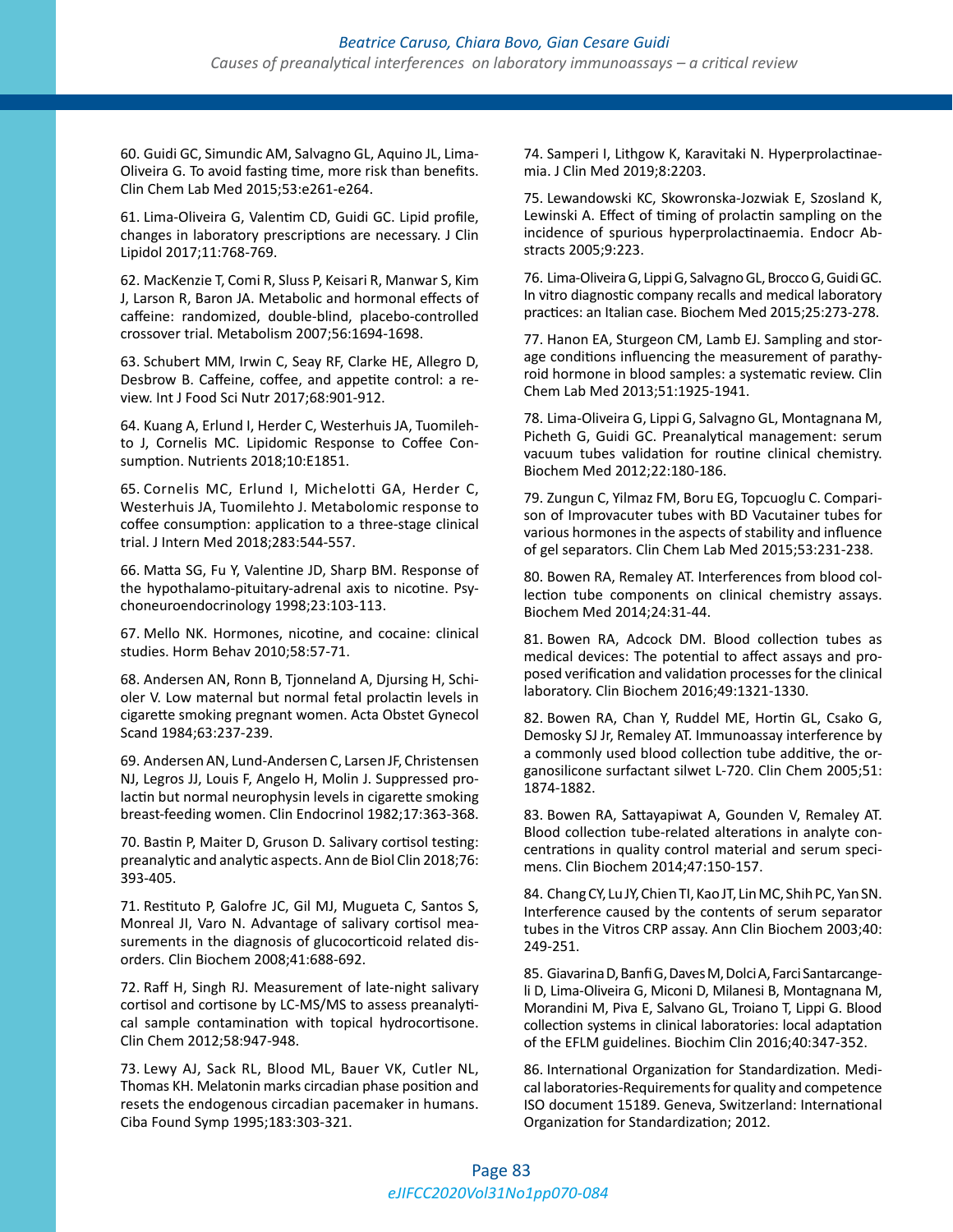60. Guidi GC, Simundic AM, Salvagno GL, Aquino JL, Lima-Oliveira G. To avoid fasting time, more risk than benefits. Clin Chem Lab Med 2015;53:e261-e264.

61. Lima-Oliveira G, Valentim CD, Guidi GC. Lipid profile, changes in laboratory prescriptions are necessary. J Clin Lipidol 2017;11:768-769.

62. MacKenzie T, Comi R, Sluss P, Keisari R, Manwar S, Kim J, Larson R, Baron JA. Metabolic and hormonal effects of caffeine: randomized, double-blind, placebo-controlled crossover trial. Metabolism 2007;56:1694-1698.

63. Schubert MM, Irwin C, Seay RF, Clarke HE, Allegro D, Desbrow B. Caffeine, coffee, and appetite control: a review. Int J Food Sci Nutr 2017;68:901-912.

64. Kuang A, Erlund I, Herder C, Westerhuis JA, Tuomilehto J, Cornelis MC. Lipidomic Response to Coffee Consumption. Nutrients 2018;10:E1851.

65. Cornelis MC, Erlund I, Michelotti GA, Herder C, Westerhuis JA, Tuomilehto J. Metabolomic response to coffee consumption: application to a three-stage clinical trial. J Intern Med 2018;283:544-557.

66. Matta SG, Fu Y, Valentine JD, Sharp BM. Response of the hypothalamo-pituitary-adrenal axis to nicotine. Psychoneuroendocrinology 1998;23:103-113.

67. Mello NK. Hormones, nicotine, and cocaine: clinical studies. Horm Behav 2010;58:57-71.

68. Andersen AN, Ronn B, Tjonneland A, Djursing H, Schioler V. Low maternal but normal fetal prolactin levels in cigarette smoking pregnant women. Acta Obstet Gynecol Scand 1984;63:237-239.

69. Andersen AN, Lund-Andersen C, Larsen JF, Christensen NJ, Legros JJ, Louis F, Angelo H, Molin J. Suppressed prolactin but normal neurophysin levels in cigarette smoking breast-feeding women. Clin Endocrinol 1982;17:363-368.

70. Bastin P, Maiter D, Gruson D. Salivary cortisol testing: preanalytic and analytic aspects. Ann de Biol Clin 2018;76: 393-405.

71. Restituto P, Galofre JC, Gil MJ, Mugueta C, Santos S, Monreal JI, Varo N. Advantage of salivary cortisol measurements in the diagnosis of glucocorticoid related disorders. Clin Biochem 2008;41:688-692.

72. Raff H, Singh RJ. Measurement of late-night salivary cortisol and cortisone by LC-MS/MS to assess preanalytical sample contamination with topical hydrocortisone. Clin Chem 2012;58:947-948.

73. Lewy AJ, Sack RL, Blood ML, Bauer VK, Cutler NL, Thomas KH. Melatonin marks circadian phase position and resets the endogenous circadian pacemaker in humans. Ciba Found Symp 1995;183:303-321.

74. Samperi I, Lithgow K, Karavitaki N. Hyperprolactinaemia. J Clin Med 2019;8:2203.

75. Lewandowski KC, Skowronska-Jozwiak E, Szosland K, Lewinski A. Effect of timing of prolactin sampling on the incidence of spurious hyperprolactinaemia. Endocr Abstracts 2005;9:223.

76. Lima-Oliveira G, Lippi G, Salvagno GL, Brocco G, Guidi GC. In vitro diagnostic company recalls and medical laboratory practices: an Italian case. Biochem Med 2015;25:273-278.

77. Hanon EA, Sturgeon CM, Lamb EJ. Sampling and storage conditions influencing the measurement of parathyroid hormone in blood samples: a systematic review. Clin Chem Lab Med 2013;51:1925-1941.

78. Lima-Oliveira G, Lippi G, Salvagno GL, Montagnana M, Picheth G, Guidi GC. Preanalytical management: serum vacuum tubes validation for routine clinical chemistry. Biochem Med 2012;22:180-186.

79. Zungun C, Yilmaz FM, Boru EG, Topcuoglu C. Comparison of Improvacuter tubes with BD Vacutainer tubes for various hormones in the aspects of stability and influence of gel separators. Clin Chem Lab Med 2015;53:231-238.

80. Bowen RA, Remaley AT. Interferences from blood collection tube components on clinical chemistry assays. Biochem Med 2014;24:31-44.

81. Bowen RA, Adcock DM. Blood collection tubes as medical devices: The potential to affect assays and proposed verification and validation processes for the clinical laboratory. Clin Biochem 2016;49:1321-1330.

82. Bowen RA, Chan Y, Ruddel ME, Hortin GL, Csako G, Demosky SJ Jr, Remaley AT. Immunoassay interference by a commonly used blood collection tube additive, the organosilicone surfactant silwet L-720. Clin Chem 2005;51: 1874-1882.

83. Bowen RA, Sattayapiwat A, Gounden V, Remaley AT. Blood collection tube-related alterations in analyte concentrations in quality control material and serum specimens. Clin Biochem 2014;47:150-157.

84. Chang CY, Lu JY, Chien TI, Kao JT, Lin MC, Shih PC, Yan SN. Interference caused by the contents of serum separator tubes in the Vitros CRP assay. Ann Clin Biochem 2003;40: 249-251.

85. Giavarina D, Banfi G, Daves M, Dolci A, Farci Santarcangeli D, Lima-Oliveira G, Miconi D, Milanesi B, Montagnana M, Morandini M, Piva E, Salvano GL, Troiano T, Lippi G. Blood collection systems in clinical laboratories: local adaptation of the EFLM guidelines. Biochim Clin 2016;40:347-352.

86. International Organization for Standardization. Medical laboratories-Requirements for quality and competence ISO document 15189. Geneva, Switzerland: International Organization for Standardization; 2012.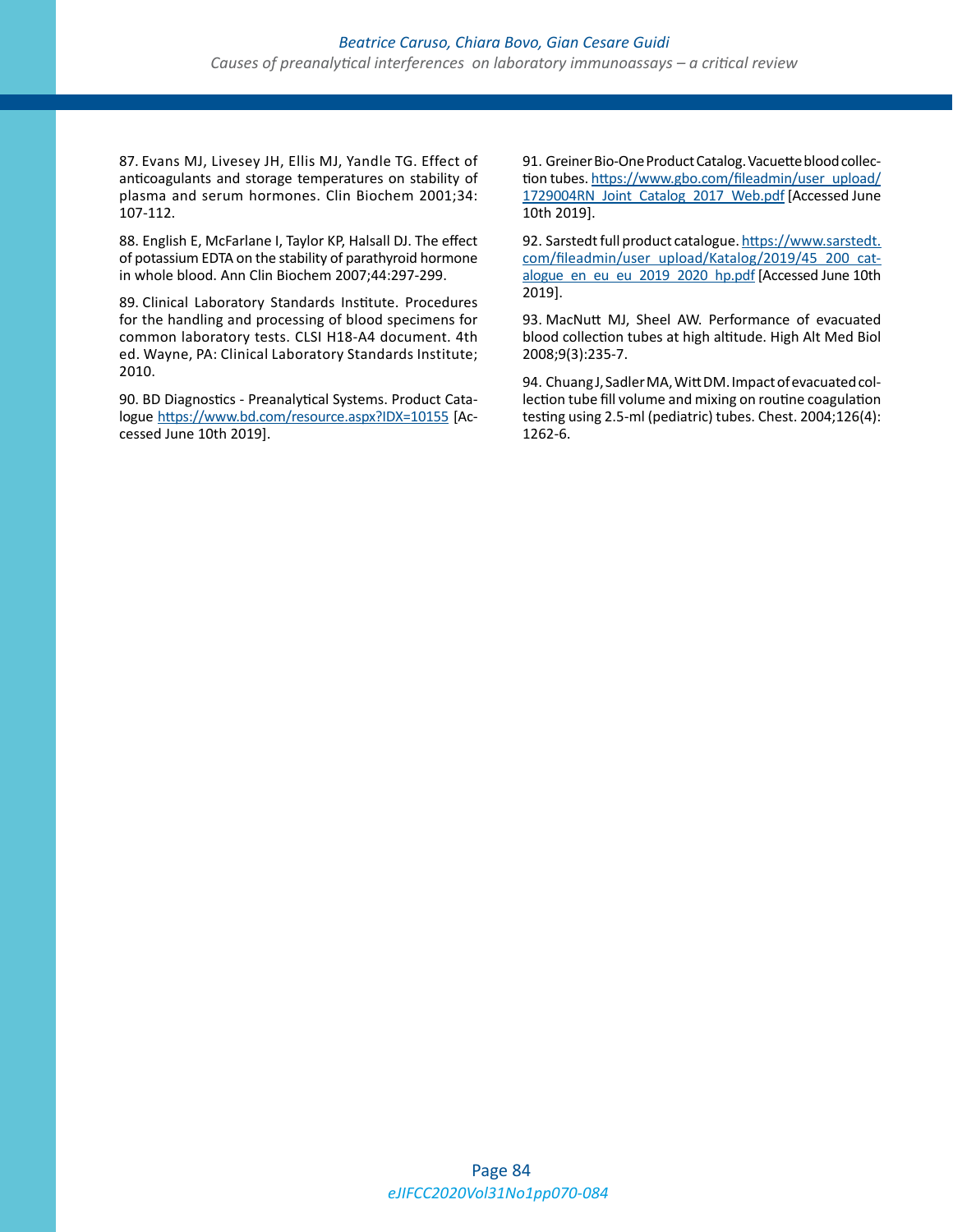87. Evans MJ, Livesey JH, Ellis MJ, Yandle TG. Effect of anticoagulants and storage temperatures on stability of plasma and serum hormones. Clin Biochem 2001;34: 107-112.

88. English E, McFarlane I, Taylor KP, Halsall DJ. The effect of potassium EDTA on the stability of parathyroid hormone in whole blood. Ann Clin Biochem 2007;44:297-299.

89. Clinical Laboratory Standards Institute. Procedures for the handling and processing of blood specimens for common laboratory tests. CLSI H18-A4 document. 4th ed. Wayne, PA: Clinical Laboratory Standards Institute; 2010.

90. BD Diagnostics - Preanalytical Systems. Product Catalogue https://www.bd.com/resource.aspx?IDX=10155 [Accessed June 10th 2019].

91. Greiner Bio-One Product Catalog. Vacuette blood collection tubes. https://www.gbo.com/fileadmin/user_upload/1729004RN_Joint_Catalog_2017_Web.pdf [Accessed June 10th 2019].

92. Sarstedt full product catalogue. https://www.sarstedt.com/fileadmin/user_upload/Katalog/2019/45_200_catalogue_en_eu_eu_2019_2020_hp.pdf [Accessed June 10th 2019].

93. MacNutt MJ, Sheel AW. Performance of evacuated blood collection tubes at high altitude. High Alt Med Biol 2008;9(3):235-7.

94. Chuang J, Sadler MA, Witt DM. Impact of evacuated collection tube fill volume and mixing on routine coagulation testing using 2.5-ml (pediatric) tubes. Chest. 2004;126(4): 1262-6.